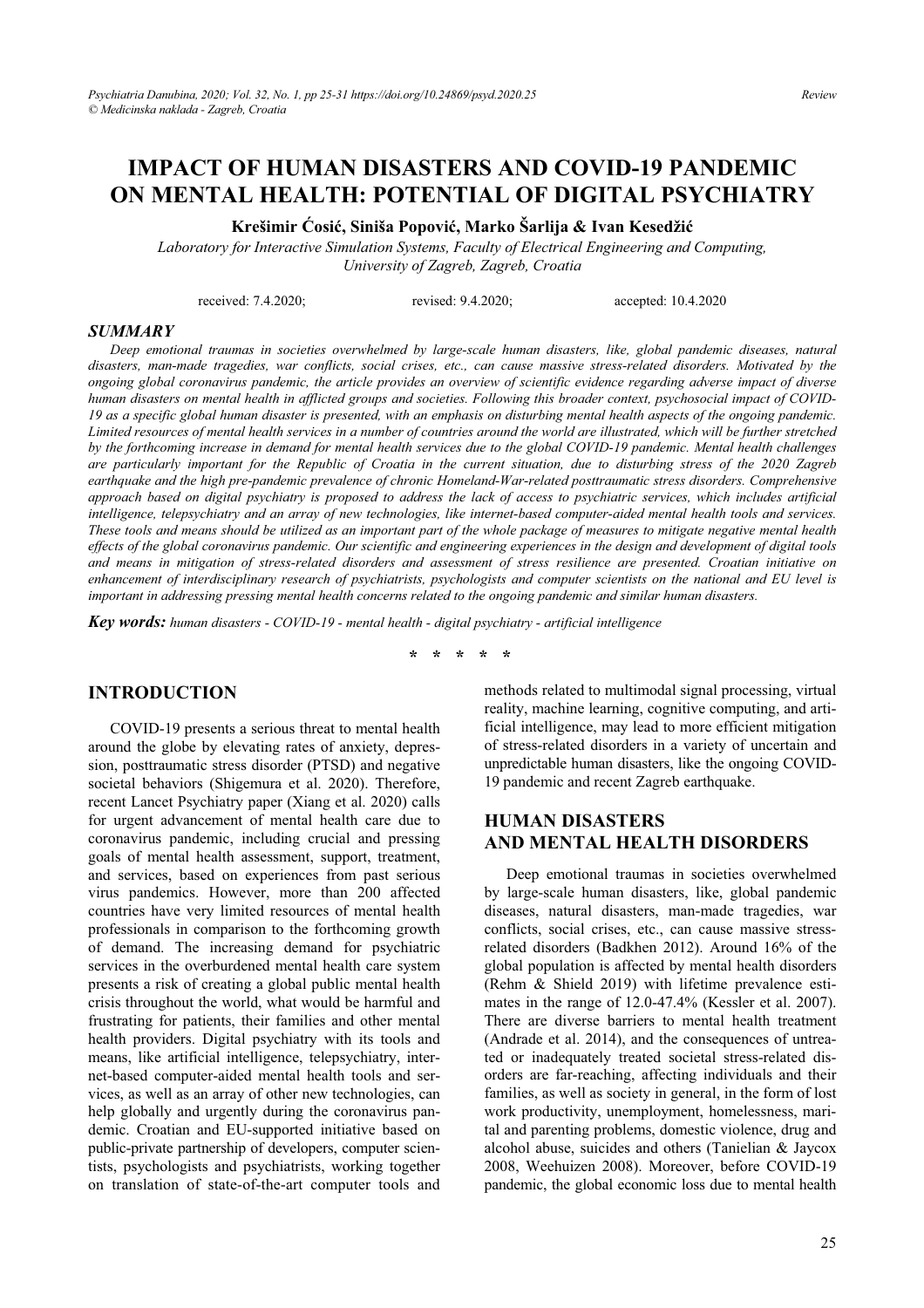# IMPACT OF HUMAN DISASTERS AND COVID-19 PANDEMIC ON MENTAL HEALTH: POTENTIAL OF DIGITAL PSYCHIATRY

**Krešimir Ćosić, Siniša Popović, Marko Šarlija & Ivan Kesedžić**

*Laboratory for Interactive Simulation Systems, Faculty of Electrical Engineering and Computing, University of Zagreb, Zagreb, Croatia*

received: 7.4.2020; revised: 9.4.2020; accepted: 10.4.2020

## SUMMARY

*Deep emotional traumas in societies overwhelmed by large-scale human disasters, like, global pandemic diseases, natural disasters, man-made tragedies, war conflicts, social crises, etc., can cause massive stress-related disorders. Motivated by the ongoing global coronavirus pandemic, the article provides an overview of scientific evidence regarding adverse impact of diverse human disasters on mental health in afflicted groups and societies. Following this broader context, psychosocial impact of COVID-19 as a specific global human disaster is presented, with an emphasis on disturbing mental health aspects of the ongoing pandemic. Limited resources of mental health services in a number of countries around the world are illustrated, which will be further stretched by the forthcoming increase in demand for mental health services due to the global COVID-19 pandemic. Mental health challenges are particularly important for the Republic of Croatia in the current situation, due to disturbing stress of the 2020 Zagreb earthquake and the high pre-pandemic prevalence of chronic Homeland-War-related posttraumatic stress disorders. Comprehensive approach based on digital psychiatry is proposed to address the lack of access to psychiatric services, which includes artificial intelligence, telepsychiatry and an array of new technologies, like internet-based computer-aided mental health tools and services. These tools and means should be utilized as an important part of the whole package of measures to mitigate negative mental health effects of the global coronavirus pandemic. Our scientific and engineering experiences in the design and development of digital tools and means in mitigation of stress-related disorders and assessment of stress resilience are presented. Croatian initiative on enhancement of interdisciplinary research of psychiatrists, psychologists and computer scientists on the national and EU level is important in addressing pressing mental health concerns related to the ongoing pandemic and similar human disasters.*

***Key words:*** *human disasters - COVID-19 - mental health - digital psychiatry - artificial intelligence*

\* \* \* \* \*

## INTRODUCTION

COVID-19 presents a serious threat to mental health around the globe by elevating rates of anxiety, depression, posttraumatic stress disorder (PTSD) and negative societal behaviors (Shigemura et al. 2020). Therefore, recent Lancet Psychiatry paper (Xiang et al. 2020) calls for urgent advancement of mental health care due to coronavirus pandemic, including crucial and pressing goals of mental health assessment, support, treatment, and services, based on experiences from past serious virus pandemics. However, more than 200 affected countries have very limited resources of mental health professionals in comparison to the forthcoming growth of demand. The increasing demand for psychiatric services in the overburdened mental health care system presents a risk of creating a global public mental health crisis throughout the world, what would be harmful and frustrating for patients, their families and other mental health providers. Digital psychiatry with its tools and means, like artificial intelligence, telepsychiatry, internet-based computer-aided mental health tools and services, as well as an array of other new technologies, can help globally and urgently during the coronavirus pandemic. Croatian and EU-supported initiative based on public-private partnership of developers, computer scientists, psychologists and psychiatrists, working together on translation of state-of-the-art computer tools and methods related to multimodal signal processing, virtual reality, machine learning, cognitive computing, and artificial intelligence, may lead to more efficient mitigation of stress-related disorders in a variety of uncertain and unpredictable human disasters, like the ongoing COVID-19 pandemic and recent Zagreb earthquake.

## HUMAN DISASTERS AND MENTAL HEALTH DISORDERS

Deep emotional traumas in societies overwhelmed by large-scale human disasters, like, global pandemic diseases, natural disasters, man-made tragedies, war conflicts, social crises, etc., can cause massive stress-related disorders (Badkhen 2012). Around 16% of the global population is affected by mental health disorders (Rehm & Shield 2019) with lifetime prevalence estimates in the range of 12.0-47.4% (Kessler et al. 2007). There are diverse barriers to mental health treatment (Andrade et al. 2014), and the consequences of untreated or inadequately treated societal stress-related disorders are far-reaching, affecting individuals and their families, as well as society in general, in the form of lost work productivity, unemployment, homelessness, marital and parenting problems, domestic violence, drug and alcohol abuse, suicides and others (Tanielian & Jaycox 2008, Weehuizen 2008). Moreover, before COVID-19 pandemic, the global economic loss due to mental health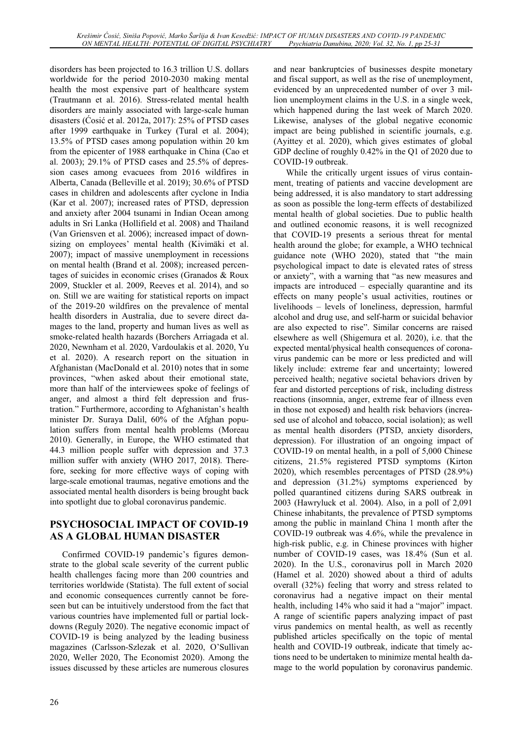disorders has been projected to 16.3 trillion U.S. dollars worldwide for the period 2010-2030 making mental health the most expensive part of healthcare system (Trautmann et al. 2016). Stress-related mental health disorders are mainly associated with large-scale human disasters (Ćosić et al. 2012a, 2017): 25% of PTSD cases after 1999 earthquake in Turkey (Tural et al. 2004); 13.5% of PTSD cases among population within 20 km from the epicenter of 1988 earthquake in China (Cao et al. 2003); 29.1% of PTSD cases and 25.5% of depression cases among evacuees from 2016 wildfires in Alberta, Canada (Belleville et al. 2019); 30.6% of PTSD cases in children and adolescents after cyclone in India (Kar et al. 2007); increased rates of PTSD, depression and anxiety after 2004 tsunami in Indian Ocean among adults in Sri Lanka (Hollifield et al. 2008) and Thailand (Van Griensven et al. 2006); increased impact of downsizing on employees' mental health (Kivimäki et al. 2007); impact of massive unemployment in recessions on mental health (Brand et al. 2008); increased percentages of suicides in economic crises (Granados & Roux 2009, Stuckler et al. 2009, Reeves et al. 2014), and so on. Still we are waiting for statistical reports on impact of the 2019-20 wildfires on the prevalence of mental health disorders in Australia, due to severe direct damages to the land, property and human lives as well as smoke-related health hazards (Borchers Arriagada et al. 2020, Newnham et al. 2020, Vardoulakis et al. 2020, Yu et al. 2020). A research report on the situation in Afghanistan (MacDonald et al. 2010) notes that in some provinces, "when asked about their emotional state, more than half of the interviewees spoke of feelings of anger, and almost a third felt depression and frustration." Furthermore, according to Afghanistan's health minister Dr. Suraya Dalil, 60% of the Afghan population suffers from mental health problems (Moreau 2010). Generally, in Europe, the WHO estimated that 44.3 million people suffer with depression and 37.3 million suffer with anxiety (WHO 2017, 2018). Therefore, seeking for more effective ways of coping with large-scale emotional traumas, negative emotions and the associated mental health disorders is being brought back into spotlight due to global coronavirus pandemic.

## PSYCHOSOCIAL IMPACT OF COVID-19 AS A GLOBAL HUMAN DISASTER

Confirmed COVID-19 pandemic's figures demonstrate to the global scale severity of the current public health challenges facing more than 200 countries and territories worldwide (Statista). The full extent of social and economic consequences currently cannot be foreseen but can be intuitively understood from the fact that various countries have implemented full or partial lockdowns (Reguly 2020). The negative economic impact of COVID-19 is being analyzed by the leading business magazines (Carlsson-Szlezak et al. 2020, O'Sullivan 2020, Weller 2020, The Economist 2020). Among the issues discussed by these articles are numerous closures and near bankruptcies of businesses despite monetary and fiscal support, as well as the rise of unemployment, evidenced by an unprecedented number of over 3 million unemployment claims in the U.S. in a single week, which happened during the last week of March 2020. Likewise, analyses of the global negative economic impact are being published in scientific journals, e.g. (Ayittey et al. 2020), which gives estimates of global GDP decline of roughly 0.42% in the Q1 of 2020 due to COVID-19 outbreak.

While the critically urgent issues of virus containment, treating of patients and vaccine development are being addressed, it is also mandatory to start addressing as soon as possible the long-term effects of destabilized mental health of global societies. Due to public health and outlined economic reasons, it is well recognized that COVID-19 presents a serious threat for mental health around the globe; for example, a WHO technical guidance note (WHO 2020), stated that "the main psychological impact to date is elevated rates of stress or anxiety", with a warning that "as new measures and impacts are introduced – especially quarantine and its effects on many people's usual activities, routines or livelihoods – levels of loneliness, depression, harmful alcohol and drug use, and self-harm or suicidal behavior are also expected to rise". Similar concerns are raised elsewhere as well (Shigemura et al. 2020), i.e. that the expected mental/physical health consequences of coronavirus pandemic can be more or less predicted and will likely include: extreme fear and uncertainty; lowered perceived health; negative societal behaviors driven by fear and distorted perceptions of risk, including distress reactions (insomnia, anger, extreme fear of illness even in those not exposed) and health risk behaviors (increased use of alcohol and tobacco, social isolation); as well as mental health disorders (PTSD, anxiety disorders, depression). For illustration of an ongoing impact of COVID-19 on mental health, in a poll of 5,000 Chinese citizens, 21.5% registered PTSD symptoms (Kirton 2020), which resembles percentages of PTSD (28.9%) and depression (31.2%) symptoms experienced by polled quarantined citizens during SARS outbreak in 2003 (Hawryluck et al. 2004). Also, in a poll of 2,091 Chinese inhabitants, the prevalence of PTSD symptoms among the public in mainland China 1 month after the COVID-19 outbreak was 4.6%, while the prevalence in high-risk public, e.g. in Chinese provinces with higher number of COVID-19 cases, was 18.4% (Sun et al. 2020). In the U.S., coronavirus poll in March 2020 (Hamel et al. 2020) showed about a third of adults overall (32%) feeling that worry and stress related to coronavirus had a negative impact on their mental health, including 14% who said it had a "major" impact. A range of scientific papers analyzing impact of past virus pandemics on mental health, as well as recently published articles specifically on the topic of mental health and COVID-19 outbreak, indicate that timely actions need to be undertaken to minimize mental health damage to the world population by coronavirus pandemic.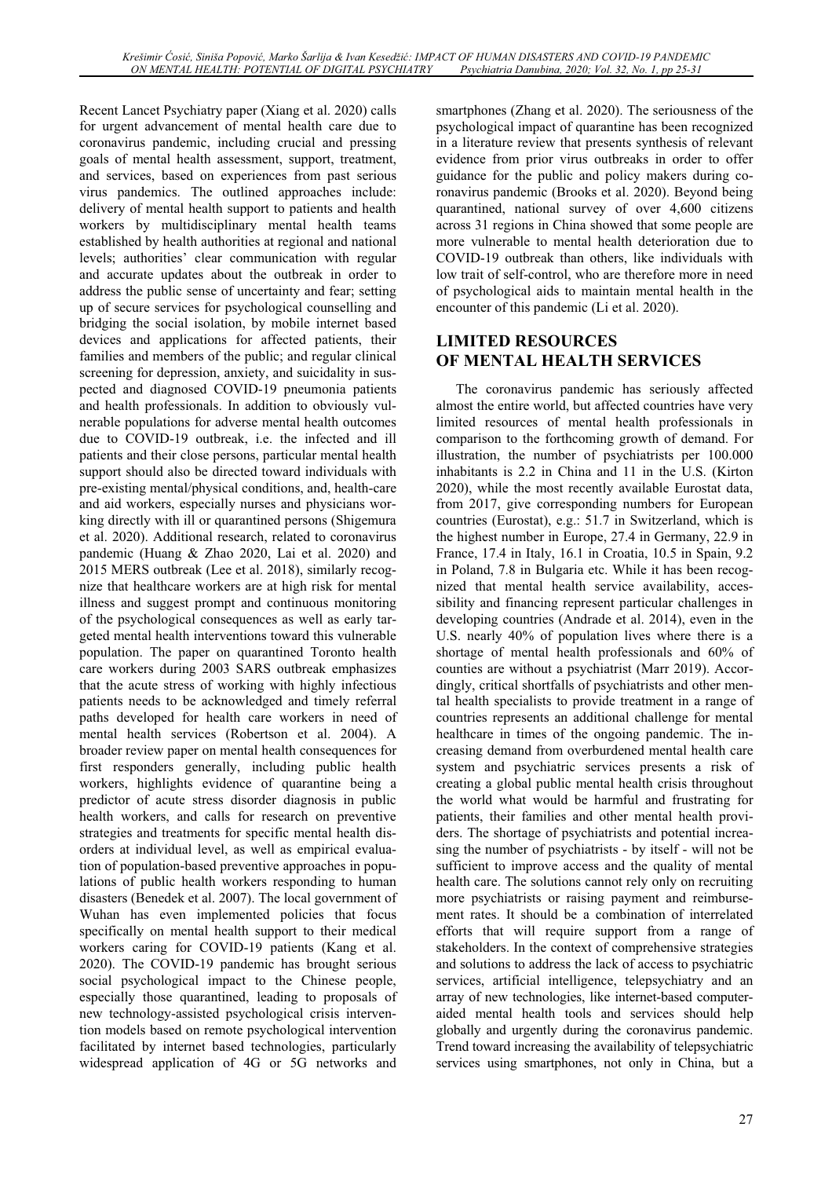Recent Lancet Psychiatry paper (Xiang et al. 2020) calls for urgent advancement of mental health care due to coronavirus pandemic, including crucial and pressing goals of mental health assessment, support, treatment, and services, based on experiences from past serious virus pandemics. The outlined approaches include: delivery of mental health support to patients and health workers by multidisciplinary mental health teams established by health authorities at regional and national levels; authorities' clear communication with regular and accurate updates about the outbreak in order to address the public sense of uncertainty and fear; setting up of secure services for psychological counselling and bridging the social isolation, by mobile internet based devices and applications for affected patients, their families and members of the public; and regular clinical screening for depression, anxiety, and suicidality in suspected and diagnosed COVID-19 pneumonia patients and health professionals. In addition to obviously vulnerable populations for adverse mental health outcomes due to COVID-19 outbreak, i.e. the infected and ill patients and their close persons, particular mental health support should also be directed toward individuals with pre-existing mental/physical conditions, and, health-care and aid workers, especially nurses and physicians working directly with ill or quarantined persons (Shigemura et al. 2020). Additional research, related to coronavirus pandemic (Huang & Zhao 2020, Lai et al. 2020) and 2015 MERS outbreak (Lee et al. 2018), similarly recognize that healthcare workers are at high risk for mental illness and suggest prompt and continuous monitoring of the psychological consequences as well as early targeted mental health interventions toward this vulnerable population. The paper on quarantined Toronto health care workers during 2003 SARS outbreak emphasizes that the acute stress of working with highly infectious patients needs to be acknowledged and timely referral paths developed for health care workers in need of mental health services (Robertson et al. 2004). A broader review paper on mental health consequences for first responders generally, including public health workers, highlights evidence of quarantine being a predictor of acute stress disorder diagnosis in public health workers, and calls for research on preventive strategies and treatments for specific mental health disorders at individual level, as well as empirical evaluation of population-based preventive approaches in populations of public health workers responding to human disasters (Benedek et al. 2007). The local government of Wuhan has even implemented policies that focus specifically on mental health support to their medical workers caring for COVID-19 patients (Kang et al. 2020). The COVID-19 pandemic has brought serious social psychological impact to the Chinese people, especially those quarantined, leading to proposals of new technology-assisted psychological crisis intervention models based on remote psychological intervention facilitated by internet based technologies, particularly widespread application of 4G or 5G networks and smartphones (Zhang et al. 2020). The seriousness of the psychological impact of quarantine has been recognized in a literature review that presents synthesis of relevant evidence from prior virus outbreaks in order to offer guidance for the public and policy makers during coronavirus pandemic (Brooks et al. 2020). Beyond being quarantined, national survey of over 4,600 citizens across 31 regions in China showed that some people are more vulnerable to mental health deterioration due to COVID-19 outbreak than others, like individuals with low trait of self-control, who are therefore more in need of psychological aids to maintain mental health in the encounter of this pandemic (Li et al. 2020).

## LIMITED RESOURCES OF MENTAL HEALTH SERVICES

The coronavirus pandemic has seriously affected almost the entire world, but affected countries have very limited resources of mental health professionals in comparison to the forthcoming growth of demand. For illustration, the number of psychiatrists per 100.000 inhabitants is 2.2 in China and 11 in the U.S. (Kirton 2020), while the most recently available Eurostat data, from 2017, give corresponding numbers for European countries (Eurostat), e.g.: 51.7 in Switzerland, which is the highest number in Europe, 27.4 in Germany, 22.9 in France, 17.4 in Italy, 16.1 in Croatia, 10.5 in Spain, 9.2 in Poland, 7.8 in Bulgaria etc. While it has been recognized that mental health service availability, accessibility and financing represent particular challenges in developing countries (Andrade et al. 2014), even in the U.S. nearly 40% of population lives where there is a shortage of mental health professionals and 60% of counties are without a psychiatrist (Marr 2019). Accordingly, critical shortfalls of psychiatrists and other mental health specialists to provide treatment in a range of countries represents an additional challenge for mental healthcare in times of the ongoing pandemic. The increasing demand from overburdened mental health care system and psychiatric services presents a risk of creating a global public mental health crisis throughout the world what would be harmful and frustrating for patients, their families and other mental health providers. The shortage of psychiatrists and potential increasing the number of psychiatrists - by itself - will not be sufficient to improve access and the quality of mental health care. The solutions cannot rely only on recruiting more psychiatrists or raising payment and reimbursement rates. It should be a combination of interrelated efforts that will require support from a range of stakeholders. In the context of comprehensive strategies and solutions to address the lack of access to psychiatric services, artificial intelligence, telepsychiatry and an array of new technologies, like internet-based computer-aided mental health tools and services should help globally and urgently during the coronavirus pandemic. Trend toward increasing the availability of telepsychiatric services using smartphones, not only in China, but a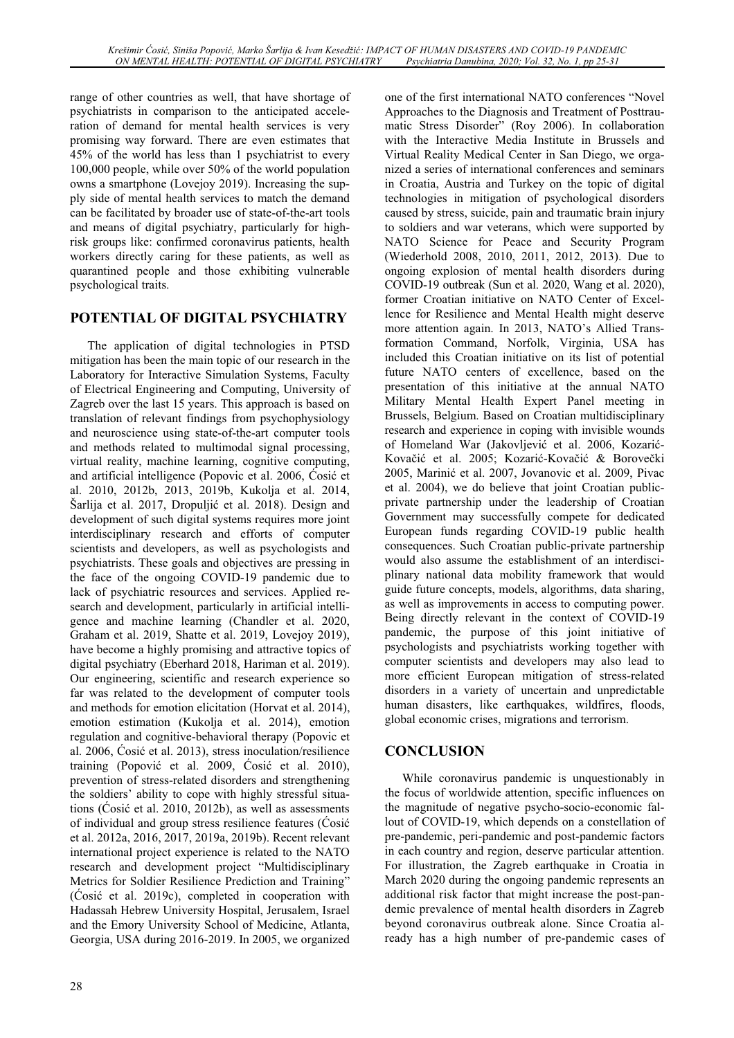range of other countries as well, that have shortage of psychiatrists in comparison to the anticipated acceleration of demand for mental health services is very promising way forward. There are even estimates that 45% of the world has less than 1 psychiatrist to every 100,000 people, while over 50% of the world population owns a smartphone (Lovejoy 2019). Increasing the supply side of mental health services to match the demand can be facilitated by broader use of state-of-the-art tools and means of digital psychiatry, particularly for high-risk groups like: confirmed coronavirus patients, health workers directly caring for these patients, as well as quarantined people and those exhibiting vulnerable psychological traits.

## POTENTIAL OF DIGITAL PSYCHIATRY

The application of digital technologies in PTSD mitigation has been the main topic of our research in the Laboratory for Interactive Simulation Systems, Faculty of Electrical Engineering and Computing, University of Zagreb over the last 15 years. This approach is based on translation of relevant findings from psychophysiology and neuroscience using state-of-the-art computer tools and methods related to multimodal signal processing, virtual reality, machine learning, cognitive computing, and artificial intelligence (Popovic et al. 2006, Ćosić et al. 2010, 2012b, 2013, 2019b, Kukolja et al. 2014, Šarlija et al. 2017, Dropuljić et al. 2018). Design and development of such digital systems requires more joint interdisciplinary research and efforts of computer scientists and developers, as well as psychologists and psychiatrists. These goals and objectives are pressing in the face of the ongoing COVID-19 pandemic due to lack of psychiatric resources and services. Applied research and development, particularly in artificial intelligence and machine learning (Chandler et al. 2020, Graham et al. 2019, Shatte et al. 2019, Lovejoy 2019), have become a highly promising and attractive topics of digital psychiatry (Eberhard 2018, Hariman et al. 2019). Our engineering, scientific and research experience so far was related to the development of computer tools and methods for emotion elicitation (Horvat et al. 2014), emotion estimation (Kukolja et al. 2014), emotion regulation and cognitive-behavioral therapy (Popovic et al. 2006, Ćosić et al. 2013), stress inoculation/resilience training (Popović et al. 2009, Ćosić et al. 2010), prevention of stress-related disorders and strengthening the soldiers' ability to cope with highly stressful situations (Ćosić et al. 2010, 2012b), as well as assessments of individual and group stress resilience features (Ćosić et al. 2012a, 2016, 2017, 2019a, 2019b). Recent relevant international project experience is related to the NATO research and development project "Multidisciplinary Metrics for Soldier Resilience Prediction and Training" (Ćosić et al. 2019c), completed in cooperation with Hadassah Hebrew University Hospital, Jerusalem, Israel and the Emory University School of Medicine, Atlanta, Georgia, USA during 2016-2019. In 2005, we organized one of the first international NATO conferences "Novel Approaches to the Diagnosis and Treatment of Posttraumatic Stress Disorder" (Roy 2006). In collaboration with the Interactive Media Institute in Brussels and Virtual Reality Medical Center in San Diego, we organized a series of international conferences and seminars in Croatia, Austria and Turkey on the topic of digital technologies in mitigation of psychological disorders caused by stress, suicide, pain and traumatic brain injury to soldiers and war veterans, which were supported by NATO Science for Peace and Security Program (Wiederhold 2008, 2010, 2011, 2012, 2013). Due to ongoing explosion of mental health disorders during COVID-19 outbreak (Sun et al. 2020, Wang et al. 2020), former Croatian initiative on NATO Center of Excellence for Resilience and Mental Health might deserve more attention again. In 2013, NATO's Allied Transformation Command, Norfolk, Virginia, USA has included this Croatian initiative on its list of potential future NATO centers of excellence, based on the presentation of this initiative at the annual NATO Military Mental Health Expert Panel meeting in Brussels, Belgium. Based on Croatian multidisciplinary research and experience in coping with invisible wounds of Homeland War (Jakovljević et al. 2006, Kozarić-Kovačić et al. 2005; Kozarić-Kovačić & Borovečki 2005, Marinić et al. 2007, Jovanovic et al. 2009, Pivac et al. 2004), we do believe that joint Croatian public-private partnership under the leadership of Croatian Government may successfully compete for dedicated European funds regarding COVID-19 public health consequences. Such Croatian public-private partnership would also assume the establishment of an interdisciplinary national data mobility framework that would guide future concepts, models, algorithms, data sharing, as well as improvements in access to computing power. Being directly relevant in the context of COVID-19 pandemic, the purpose of this joint initiative of psychologists and psychiatrists working together with computer scientists and developers may also lead to more efficient European mitigation of stress-related disorders in a variety of uncertain and unpredictable human disasters, like earthquakes, wildfires, floods, global economic crises, migrations and terrorism.

## CONCLUSION

While coronavirus pandemic is unquestionably in the focus of worldwide attention, specific influences on the magnitude of negative psycho-socio-economic fallout of COVID-19, which depends on a constellation of pre-pandemic, peri-pandemic and post-pandemic factors in each country and region, deserve particular attention. For illustration, the Zagreb earthquake in Croatia in March 2020 during the ongoing pandemic represents an additional risk factor that might increase the post-pandemic prevalence of mental health disorders in Zagreb beyond coronavirus outbreak alone. Since Croatia already has a high number of pre-pandemic cases of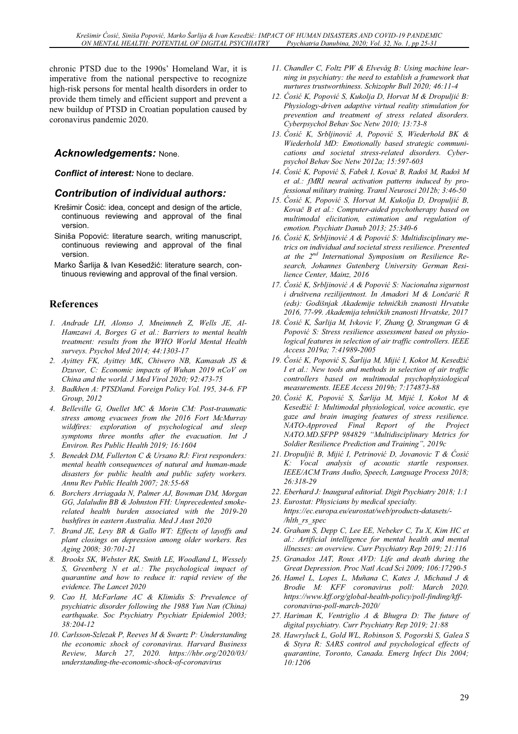chronic PTSD due to the 1990s' Homeland War, it is imperative from the national perspective to recognize high-risk persons for mental health disorders in order to provide them timely and efficient support and prevent a new buildup of PTSD in Croatian population caused by coronavirus pandemic 2020.

## *Acknowledgements:* None.

***Conflict of interest:*** None to declare.

## *Contribution of individual authors:*

Krešimir Ćosić: idea, concept and design of the article, continuous reviewing and approval of the final version.

Siniša Popović: literature search, writing manuscript, continuous reviewing and approval of the final version.

Marko Šarlija & Ivan Kesedžić: literature search, continuous reviewing and approval of the final version.

## References

1. *Andrade LH, Alonso J, Mneimneh Z, Wells JE, Al-Hamzawi A, Borges G et al.: Barriers to mental health treatment: results from the WHO World Mental Health surveys. Psychol Med 2014; 44:1303-17*
2. *Ayittey FK, Ayittey MK, Chiwero NB, Kamasah JS & Dzuvor, C: Economic impacts of Wuhan 2019 nCoV on China and the world. J Med Virol 2020; 92:473-75*
3. *Badkhen A: PTSDland. Foreign Policy Vol. 195, 34-6. FP Group, 2012*
4. *Belleville G, Ouellet MC & Morin CM: Post-traumatic stress among evacuees from the 2016 Fort McMurray wildfires: exploration of psychological and sleep symptoms three months after the evacuation. Int J Environ. Res Public Health 2019; 16:1604*
5. *Benedek DM, Fullerton C & Ursano RJ: First responders: mental health consequences of natural and human-made disasters for public health and public safety workers. Annu Rev Public Health 2007; 28:55-68*
6. *Borchers Arriagada N, Palmer AJ, Bowman DM, Morgan GG, Jalaludin BB & Johnston FH: Unprecedented smoke-related health burden associated with the 2019-20 bushfires in eastern Australia. Med J Aust 2020*
7. *Brand JE, Levy BR & Gallo WT: Effects of layoffs and plant closings on depression among older workers. Res Aging 2008; 30:701-21*
8. *Brooks SK, Webster RK, Smith LE, Woodland L, Wessely S, Greenberg N et al.: The psychological impact of quarantine and how to reduce it: rapid review of the evidence. The Lancet 2020*
9. *Cao H, McFarlane AC & Klimidis S: Prevalence of psychiatric disorder following the 1988 Yun Nan (China) earthquake. Soc Psychiatry Psychiatr Epidemiol 2003; 38:204-12*
10. *Carlsson-Szlezak P, Reeves M & Swartz P: Understanding the economic shock of coronavirus. Harvard Business Review, March 27, 2020. https://hbr.org/2020/03/understanding-the-economic-shock-of-coronavirus*
11. *Chandler C, Foltz PW & Elvevåg B: Using machine learning in psychiatry: the need to establish a framework that nurtures trustworthiness. Schizophr Bull 2020; 46:11-4*
12. *Ćosić K, Popović S, Kukolja D, Horvat M & Dropuljić B: Physiology-driven adaptive virtual reality stimulation for prevention and treatment of stress related disorders. Cyberpsychol Behav Soc Netw 2010; 13:73-8*
13. *Ćosić K, Srbljinović A, Popović S, Wiederhold BK & Wiederhold MD: Emotionally based strategic communications and societal stress-related disorders. Cyberpsychol Behav Soc Netw 2012a; 15:597-603*
14. *Ćosić K, Popović S, Fabek I, Kovač B, Radoš M, Radoš M et al.: fMRI neural activation patterns induced by professional military training. Transl Neurosci 2012b; 3:46-50*
15. *Ćosić K, Popović S, Horvat M, Kukolja D, Dropuljić B, Kovač B et al.: Computer-aided psychotherapy based on multimodal elicitation, estimation and regulation of emotion. Psychiatr Danub 2013; 25:340-6*
16. *Ćosić K, Srbljinović A & Popović S: Multidisciplinary metrics on individual and societal stress resilience. Presented at the 2nd International Symposium on Resilience Research, Johannes Gutenberg University German Resilience Center, Mainz, 2016*
17. *Ćosić K, Srbljinović A & Popović S: Nacionalna sigurnost i društvena rezilijentnost. In Amadori M & Lončarić R (eds): Godišnjak Akademije tehničkih znanosti Hrvatske 2016, 77-99. Akademija tehničkih znanosti Hrvatske, 2017*
18. *Ćosić K, Šarlija M, Ivkovic V, Zhang Q, Strangman G & Popović S: Stress resilience assessment based on physiological features in selection of air traffic controllers. IEEE Access 2019a; 7:41989-2005*
19. *Ćosić K, Popović S, Šarlija M, Mijić I, Kokot M, Kesedžić I et al.: New tools and methods in selection of air traffic controllers based on multimodal psychophysiological measurements. IEEE Access 2019b; 7:174873-88*
20. *Ćosić K, Popović S, Šarlija M, Mijić I, Kokot M & Kesedžić I: Multimodal physiological, voice acoustic, eye gaze and brain imaging features of stress resilience. NATO-Approved Final Report of the Project NATO.MD.SFPP 984829 "Multidisciplinary Metrics for Soldier Resilience Prediction and Training", 2019c*
21. *Dropuljić B, Mijić I, Petrinović D, Jovanovic T & Ćosić K: Vocal analysis of acoustic startle responses. IEEE/ACM Trans Audio, Speech, Language Process 2018; 26:318-29*
22. *Eberhard J: Inaugural editorial. Digit Psychiatry 2018; 1:1*
23. *Eurostat: Physicians by medical specialty. https://ec.europa.eu/eurostat/web/products-datasets/-/hlth_rs_spec*
24. *Graham S, Depp C, Lee EE, Nebeker C, Tu X, Kim HC et al.: Artificial intelligence for mental health and mental illnesses: an overview. Curr Psychiatry Rep 2019; 21:116*
25. *Granados JAT, Roux AVD: Life and death during the Great Depression. Proc Natl Acad Sci 2009; 106:17290-5*
26. *Hamel L, Lopes L, Muñana C, Kates J, Michaud J & Brodie M: KFF coronavirus poll: March 2020. https://www.kff.org/global-health-policy/poll-finding/kff-coronavirus-poll-march-2020/*
27. *Hariman K, Ventriglio A & Bhugra D: The future of digital psychiatry. Curr Psychiatry Rep 2019; 21:88*
28. *Hawryluck L, Gold WL, Robinson S, Pogorski S, Galea S & Styra R: SARS control and psychological effects of quarantine, Toronto, Canada. Emerg Infect Dis 2004; 10:1206*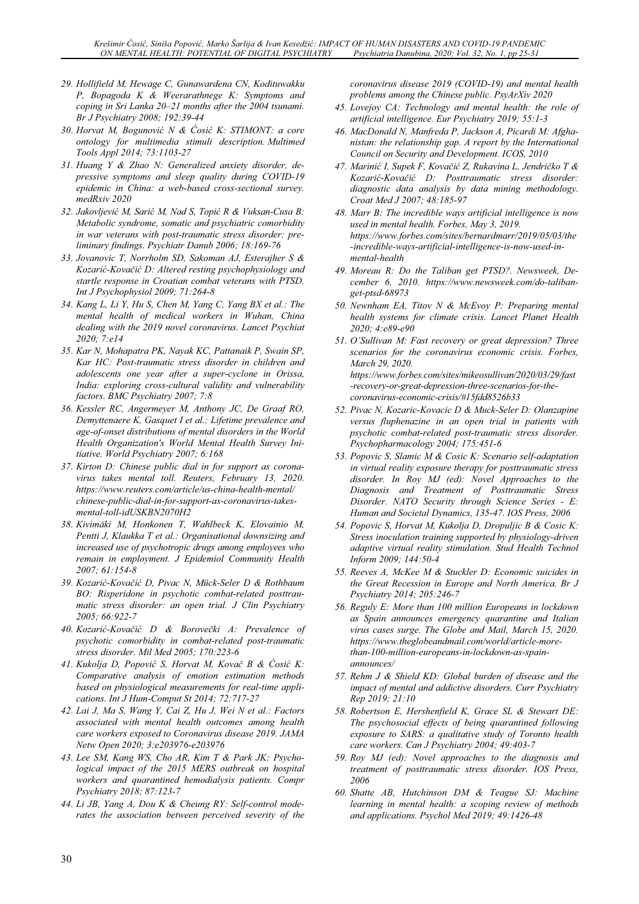29. Hollifield M, Hewage C, Gunawardena CN, Kodituwakku P, Bopagoda K & Weerarathnege K: Symptoms and coping in Sri Lanka 20–21 months after the 2004 tsunami. Br J Psychiatry 2008; 192:39-44
30. Horvat M, Bogunović N & Ćosić K: STIMONT: a core ontology for multimedia stimuli description. Multimed Tools Appl 2014; 73:1103-27
31. Huang Y & Zhao N: Generalized anxiety disorder, depressive symptoms and sleep quality during COVID-19 epidemic in China: a web-based cross-sectional survey. medRxiv 2020
32. Jakovljević M, Sarić M, Nad S, Topić R & Vuksan-Cusa B: Metabolic syndrome, somatic and psychiatric comorbidity in war veterans with post-traumatic stress disorder: preliminary findings. Psychiatr Danub 2006; 18:169-76
33. Jovanovic T, Norrholm SD, Sakoman AJ, Esterajher S & Kozarić-Kovačić D: Altered resting psychophysiology and startle response in Croatian combat veterans with PTSD. Int J Psychophysiol 2009; 71:264-8
34. Kang L, Li Y, Hu S, Chen M, Yang C, Yang BX et al.: The mental health of medical workers in Wuhan, China dealing with the 2019 novel coronavirus. Lancet Psychiat 2020; 7:e14
35. Kar N, Mohapatra PK, Nayak KC, Pattanaik P, Swain SP, Kar HC: Post-traumatic stress disorder in children and adolescents one year after a super-cyclone in Orissa, India: exploring cross-cultural validity and vulnerability factors. BMC Psychiatry 2007; 7:8
36. Kessler RC, Angermeyer M, Anthony JC, De Graaf RO, Demyttenaere K, Gasquet I et al.: Lifetime prevalence and age-of-onset distributions of mental disorders in the World Health Organization's World Mental Health Survey Initiative. World Psychiatry 2007; 6:168
37. Kirton D: Chinese public dial in for support as coronavirus takes mental toll. Reuters, February 13, 2020. https://www.reuters.com/article/us-china-health-mental/chinese-public-dial-in-for-support-as-coronavirus-takes-mental-toll-idUSKBN2070H2
38. Kivimäki M, Honkonen T, Wahlbeck K, Elovainio M, Pentti J, Klaukka T et al.: Organisational downsizing and increased use of psychotropic drugs among employees who remain in employment. J Epidemiol Community Health 2007; 61:154-8
39. Kozarić-Kovačić D, Pivac N, Mück-Seler D & Rothbaum BO: Risperidone in psychotic combat-related posttraumatic stress disorder: an open trial. J Clin Psychiatry 2005; 66:922-7
40. Kozarić-Kovačić D & Borovečki A: Prevalence of psychotic comorbidity in combat-related post-traumatic stress disorder. Mil Med 2005; 170:223-6
41. Kukolja D, Popović S, Horvat M, Kovač B & Ćosić K: Comparative analysis of emotion estimation methods based on physiological measurements for real-time applications. Int J Hum-Comput St 2014; 72:717-27
42. Lai J, Ma S, Wang Y, Cai Z, Hu J, Wei N et al.: Factors associated with mental health outcomes among health care workers exposed to Coronavirus disease 2019. JAMA Netw Open 2020; 3:e203976-e203976
43. Lee SM, Kang WS, Cho AR, Kim T & Park JK: Psychological impact of the 2015 MERS outbreak on hospital workers and quarantined hemodialysis patients. Compr Psychiatry 2018; 87:123-7
44. Li JB, Yang A, Dou K & Cheung RY: Self-control moderates the association between perceived severity of the coronavirus disease 2019 (COVID-19) and mental health problems among the Chinese public. PsyArXiv 2020
45. Lovejoy CA: Technology and mental health: the role of artificial intelligence. Eur Psychiatry 2019; 55:1-3
46. MacDonald N, Manfreda P, Jackson A, Picardi M: Afghanistan: the relationship gap. A report by the International Council on Security and Development. ICOS, 2010
47. Marinić I, Supek F, Kovačić Z, Rukavina L, Jendričko T & Kozarić-Kovačić D: Posttraumatic stress disorder: diagnostic data analysis by data mining methodology. Croat Med J 2007; 48:185-97
48. Marr B: The incredible ways artificial intelligence is now used in mental health. Forbes, May 3, 2019. https://www.forbes.com/sites/bernardmarr/2019/05/03/the-incredible-ways-artificial-intelligence-is-now-used-in-mental-health
49. Moreau R: Do the Taliban get PTSD?. Newsweek, December 6, 2010. https://www.newsweek.com/do-taliban-get-ptsd-68973
50. Newnham EA, Titov N & McEvoy P: Preparing mental health systems for climate crisis. Lancet Planet Health 2020; 4:e89-e90
51. O'Sullivan M: Fast recovery or great depression? Three scenarios for the coronavirus economic crisis. Forbes, March 29, 2020. https://www.forbes.com/sites/mikeosullivan/2020/03/29/fast-recovery-or-great-depression-three-scenarios-for-the-coronavirus-economic-crisis/#15fdd8526b33
52. Pivac N, Kozaric-Kovacic D & Muck-Seler D: Olanzapine versus fluphenazine in an open trial in patients with psychotic combat-related post-traumatic stress disorder. Psychopharmacology 2004; 175:451-6
53. Popovic S, Slamic M & Cosic K: Scenario self-adaptation in virtual reality exposure therapy for posttraumatic stress disorder. In Roy MJ (ed): Novel Approaches to the Diagnosis and Treatment of Posttraumatic Stress Disorder. NATO Security through Science Series - E: Human and Societal Dynamics, 135-47. IOS Press, 2006
54. Popovic S, Horvat M, Kukolja D, Dropuljic B & Cosic K: Stress inoculation training supported by physiology-driven adaptive virtual reality stimulation. Stud Health Technol Inform 2009; 144:50-4
55. Reeves A, McKee M & Stuckler D: Economic suicides in the Great Recession in Europe and North America. Br J Psychiatry 2014; 205:246-7
56. Reguly E: More than 100 million Europeans in lockdown as Spain announces emergency quarantine and Italian virus cases surge. The Globe and Mail, March 15, 2020. https://www.theglobeandmail.com/world/article-more-than-100-million-europeans-in-lockdown-as-spain-announces/
57. Rehm J & Shield KD: Global burden of disease and the impact of mental and addictive disorders. Curr Psychiatry Rep 2019; 21:10
58. Robertson E, Hershenfield K, Grace SL & Stewart DE: The psychosocial effects of being quarantined following exposure to SARS: a qualitative study of Toronto health care workers. Can J Psychiatry 2004; 49:403-7
59. Roy MJ (ed): Novel approaches to the diagnosis and treatment of posttraumatic stress disorder. IOS Press, 2006
60. Shatte AB, Hutchinson DM & Teague SJ: Machine learning in mental health: a scoping review of methods and applications. Psychol Med 2019; 49:1426-48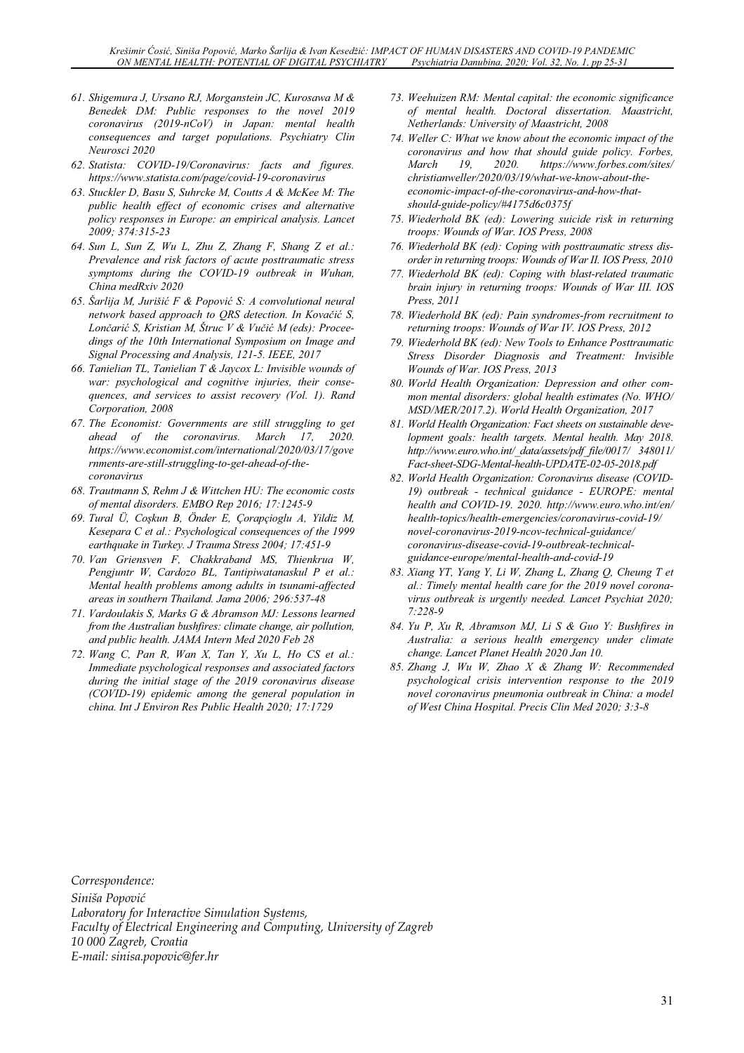61. Shigemura J, Ursano RJ, Morganstein JC, Kurosawa M & Benedek DM: Public responses to the novel 2019 coronavirus (2019-nCoV) in Japan: mental health consequences and target populations. Psychiatry Clin Neurosci 2020
62. Statista: COVID-19/Coronavirus: facts and figures. https://www.statista.com/page/covid-19-coronavirus
63. Stuckler D, Basu S, Suhrcke M, Coutts A & McKee M: The public health effect of economic crises and alternative policy responses in Europe: an empirical analysis. Lancet 2009; 374:315-23
64. Sun L, Sun Z, Wu L, Zhu Z, Zhang F, Shang Z et al.: Prevalence and risk factors of acute posttraumatic stress symptoms during the COVID-19 outbreak in Wuhan, China medRxiv 2020
65. Šarlija M, Jurišić F & Popović S: A convolutional neural network based approach to QRS detection. In Kovačić S, Lončarić S, Kristian M, Štruc V & Vučić M (eds): Proceedings of the 10th International Symposium on Image and Signal Processing and Analysis, 121-5. IEEE, 2017
66. Tanielian TL, Tanielian T & Jaycox L: Invisible wounds of war: psychological and cognitive injuries, their consequences, and services to assist recovery (Vol. 1). Rand Corporation, 2008
67. The Economist: Governments are still struggling to get ahead of the coronavirus. March 17, 2020. https://www.economist.com/international/2020/03/17/governments-are-still-struggling-to-get-ahead-of-the-coronavirus
68. Trautmann S, Rehm J & Wittchen HU: The economic costs of mental disorders. EMBO Rep 2016; 17:1245-9
69. Tural Ü, Coşkun B, Önder E, Çorapçioglu A, Yildiz M, Kesepara C et al.: Psychological consequences of the 1999 earthquake in Turkey. J Trauma Stress 2004; 17:451-9
70. Van Griensven F, Chakkraband MS, Thienkrua W, Pengjuntr W, Cardozo BL, Tantipiwatanaskul P et al.: Mental health problems among adults in tsunami-affected areas in southern Thailand. Jama 2006; 296:537-48
71. Vardoulakis S, Marks G & Abramson MJ: Lessons learned from the Australian bushfires: climate change, air pollution, and public health. JAMA Intern Med 2020 Feb 28
72. Wang C, Pan R, Wan X, Tan Y, Xu L, Ho CS et al.: Immediate psychological responses and associated factors during the initial stage of the 2019 coronavirus disease (COVID-19) epidemic among the general population in china. Int J Environ Res Public Health 2020; 17:1729
73. Weehuizen RM: Mental capital: the economic significance of mental health. Doctoral dissertation. Maastricht, Netherlands: University of Maastricht, 2008
74. Weller C: What we know about the economic impact of the coronavirus and how that should guide policy. Forbes, March 19, 2020. https://www.forbes.com/sites/christianweller/2020/03/19/what-we-know-about-the-economic-impact-of-the-coronavirus-and-how-that-should-guide-policy/#4175d6c0375f
75. Wiederhold BK (ed): Lowering suicide risk in returning troops: Wounds of War. IOS Press, 2008
76. Wiederhold BK (ed): Coping with posttraumatic stress disorder in returning troops: Wounds of War II. IOS Press, 2010
77. Wiederhold BK (ed): Coping with blast-related traumatic brain injury in returning troops: Wounds of War III. IOS Press, 2011
78. Wiederhold BK (ed): Pain syndromes-from recruitment to returning troops: Wounds of War IV. IOS Press, 2012
79. Wiederhold BK (ed): New Tools to Enhance Posttraumatic Stress Disorder Diagnosis and Treatment: Invisible Wounds of War. IOS Press, 2013
80. World Health Organization: Depression and other common mental disorders: global health estimates (No. WHO/MSD/MER/2017.2). World Health Organization, 2017
81. World Health Organization: Fact sheets on sustainable development goals: health targets. Mental health. May 2018. http://www.euro.who.int/_data/assets/pdf_file/0017/348011/Fact-sheet-SDG-Mental-health-UPDATE-02-05-2018.pdf
82. World Health Organization: Coronavirus disease (COVID-19) outbreak - technical guidance - EUROPE: mental health and COVID-19. 2020. http://www.euro.who.int/en/health-topics/health-emergencies/coronavirus-covid-19/novel-coronavirus-2019-ncov-technical-guidance/coronavirus-disease-covid-19-outbreak-technical-guidance-europe/mental-health-and-covid-19
83. Xiang YT, Yang Y, Li W, Zhang L, Zhang Q, Cheung T et al.: Timely mental health care for the 2019 novel coronavirus outbreak is urgently needed. Lancet Psychiat 2020; 7:228-9
84. Yu P, Xu R, Abramson MJ, Li S & Guo Y: Bushfires in Australia: a serious health emergency under climate change. Lancet Planet Health 2020 Jan 10.
85. Zhang J, Wu W, Zhao X & Zhang W: Recommended psychological crisis intervention response to the 2019 novel coronavirus pneumonia outbreak in China: a model of West China Hospital. Precis Clin Med 2020; 3:3-8

*Correspondence:*
*Siniša Popović*
*Laboratory for Interactive Simulation Systems,*
*Faculty of Electrical Engineering and Computing, University of Zagreb*
*10 000 Zagreb, Croatia*
*E-mail: sinisa.popovic@fer.hr*